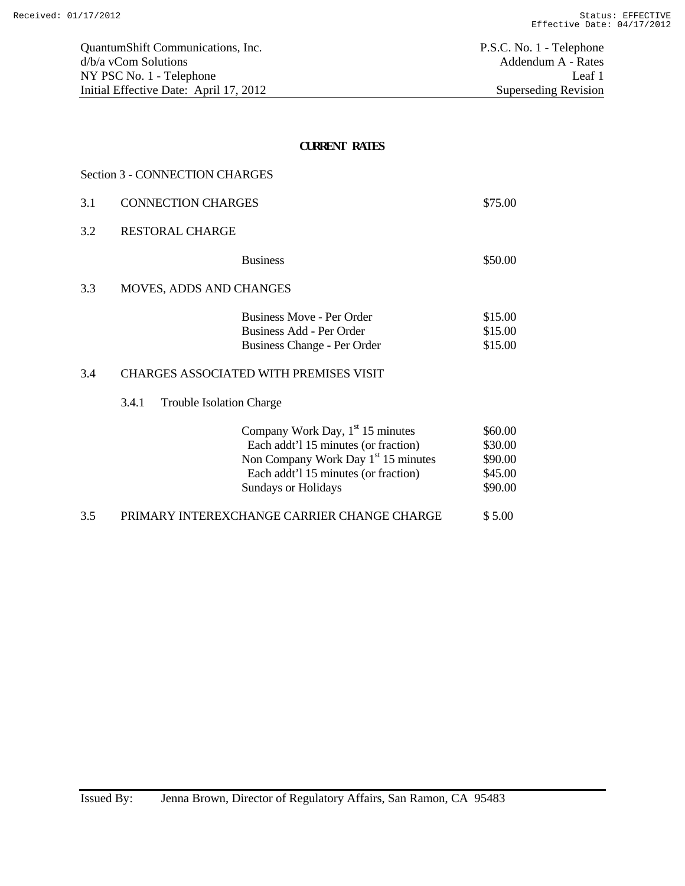QuantumShift Communications, Inc.
d/b/a vCom Solutions
NY PSC No. 1 - Telephone
Initial Effective Date: April 17, 2012

P.S.C. No. 1 - Telephone
Addendum A - Rates
Leaf 1
Superseding Revision

# CURRENT RATES

## Section 3 - CONNECTION CHARGES

| | | |
|---|---|---|
| 3.1 | CONNECTION CHARGES | $75.00 |
| 3.2 | RESTORAL CHARGE | |
| | Business | $50.00 |
| 3.3 | MOVES, ADDS AND CHANGES | |
| | Business Move - Per Order | $15.00 |
| | Business Add - Per Order | $15.00 |
| | Business Change - Per Order | $15.00 |
| 3.4 | CHARGES ASSOCIATED WITH PREMISES VISIT | |
| | 3.4.1 Trouble Isolation Charge | |
| | Company Work Day, 1st 15 minutes | $60.00 |
| | Each addt'l 15 minutes (or fraction) | $30.00 |
| | Non Company Work Day 1st 15 minutes | $90.00 |
| | Each addt'l 15 minutes (or fraction) | $45.00 |
| | Sundays or Holidays | $90.00 |
| 3.5 | PRIMARY INTEREXCHANGE CARRIER CHANGE CHARGE | $ 5.00 |

Issued By: Jenna Brown, Director of Regulatory Affairs, San Ramon, CA 95483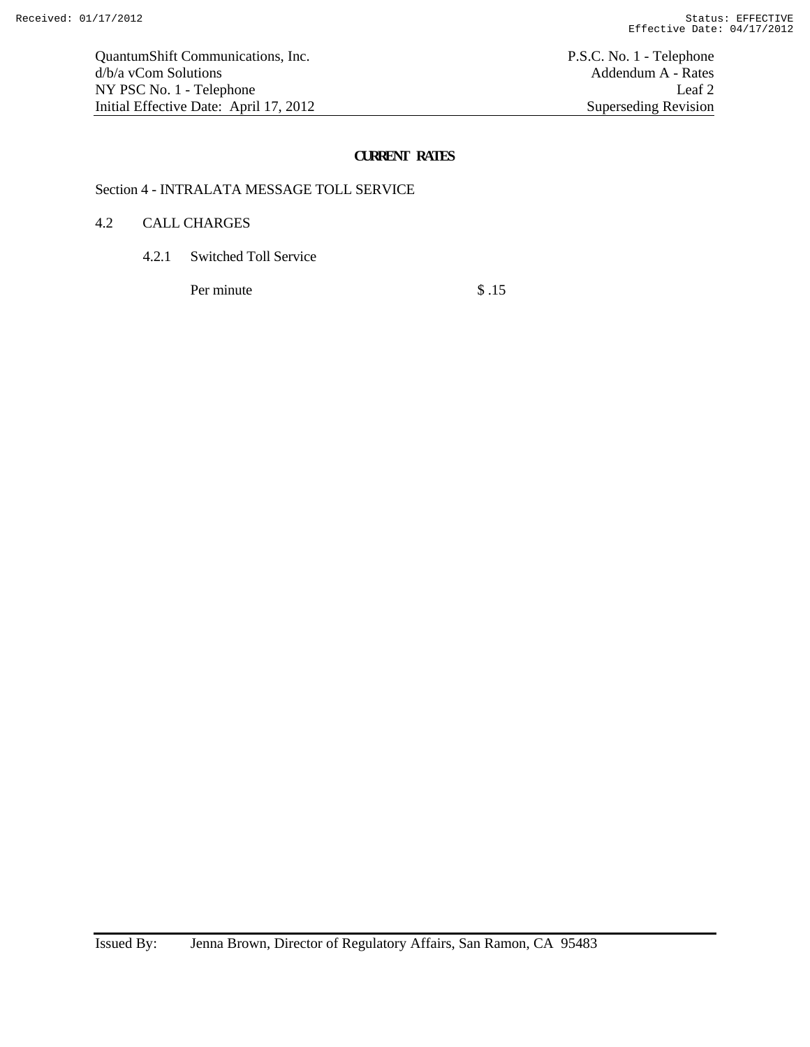QuantumShift Communications, Inc.
d/b/a vCom Solutions
NY PSC No. 1 - Telephone
Initial Effective Date: April 17, 2012

P.S.C. No. 1 - Telephone
Addendum A - Rates
Leaf 2
Superseding Revision

## CURRENT RATES

Section 4 - INTRALATA MESSAGE TOLL SERVICE

4.2 CALL CHARGES

4.2.1 Switched Toll Service

| | |
|---|---|
| Per minute | $ .15 |

Issued By: Jenna Brown, Director of Regulatory Affairs, San Ramon, CA 95483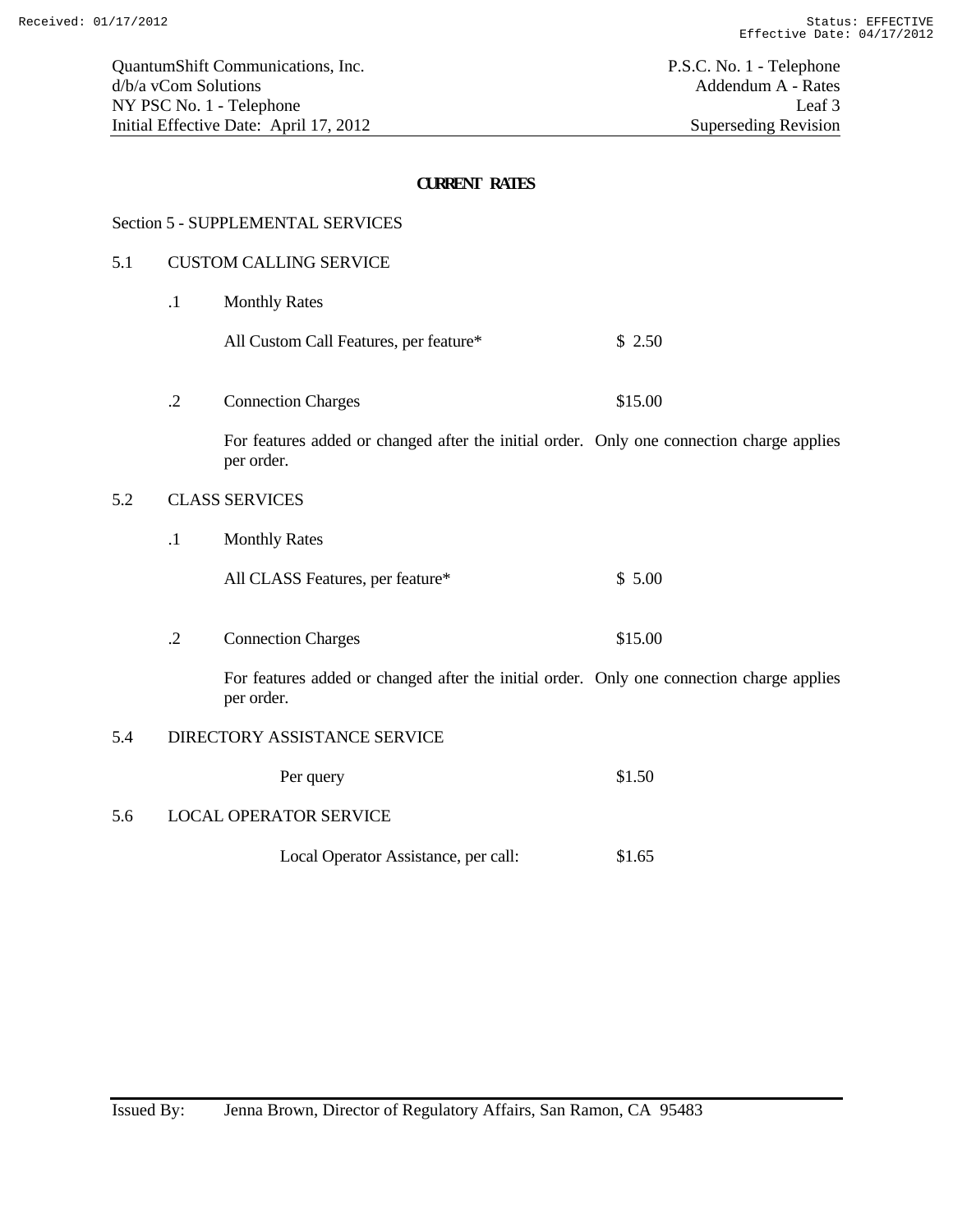QuantumShift Communications, Inc.
d/b/a vCom Solutions
NY PSC No. 1 - Telephone
Initial Effective Date: April 17, 2012

P.S.C. No. 1 - Telephone
Addendum A - Rates
Leaf 3
Superseding Revision

## CURRENT RATES

Section 5 - SUPPLEMENTAL SERVICES

5.1 CUSTOM CALLING SERVICE

.1 Monthly Rates

| | |
|---|---|
| All Custom Call Features, per feature* | $ 2.50 |

.2 Connection Charges $15.00

For features added or changed after the initial order. Only one connection charge applies per order.

5.2 CLASS SERVICES

.1 Monthly Rates

| | |
|---|---|
| All CLASS Features, per feature* | $ 5.00 |

.2 Connection Charges $15.00

For features added or changed after the initial order. Only one connection charge applies per order.

5.4 DIRECTORY ASSISTANCE SERVICE

| | |
|---|---|
| Per query | $1.50 |

5.6 LOCAL OPERATOR SERVICE

| | |
|---|---|
| Local Operator Assistance, per call: | $1.65 |

Issued By: Jenna Brown, Director of Regulatory Affairs, San Ramon, CA 95483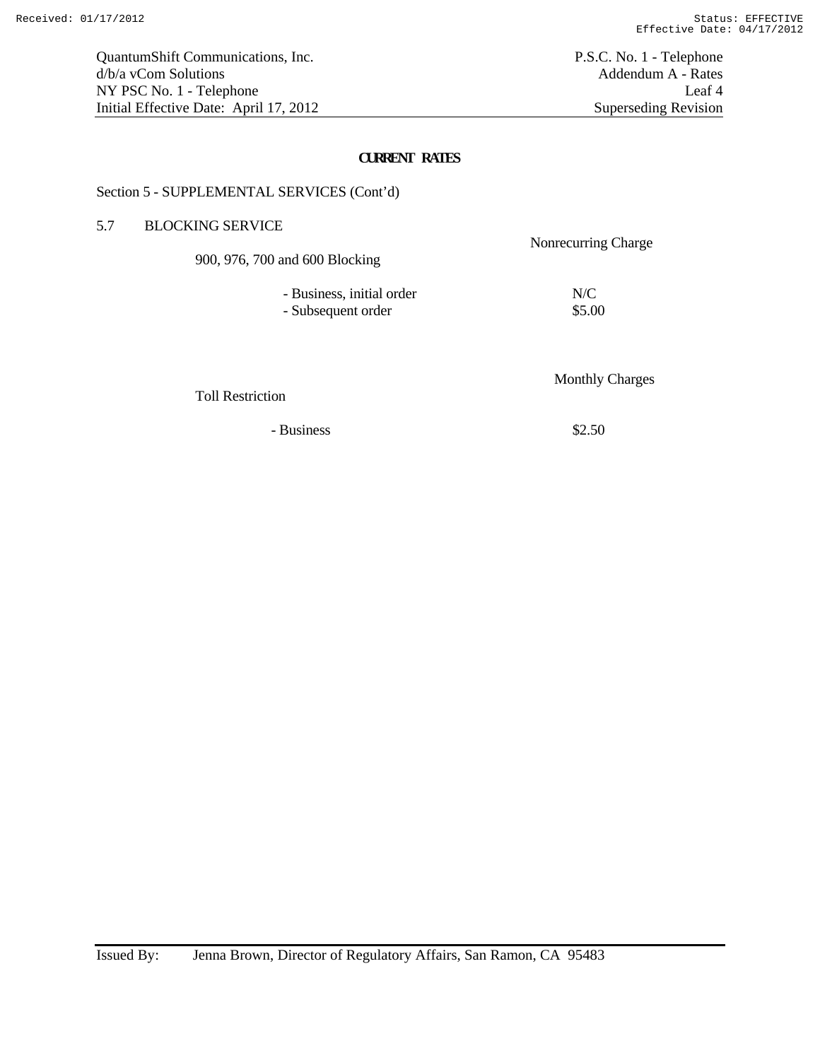QuantumShift Communications, Inc.
d/b/a vCom Solutions
NY PSC No. 1 - Telephone
Initial Effective Date: April 17, 2012

P.S.C. No. 1 - Telephone
Addendum A - Rates
Leaf 4
Superseding Revision

## CURRENT RATES

Section 5 - SUPPLEMENTAL SERVICES (Cont'd)

### 5.7 BLOCKING SERVICE

| 900, 976, 700 and 600 Blocking | Nonrecurring Charge |
|---|---|
| - Business, initial order | N/C |
| - Subsequent order | $5.00 |

| Toll Restriction | Monthly Charges |
|---|---|
| - Business | $2.50 |

Issued By: Jenna Brown, Director of Regulatory Affairs, San Ramon, CA 95483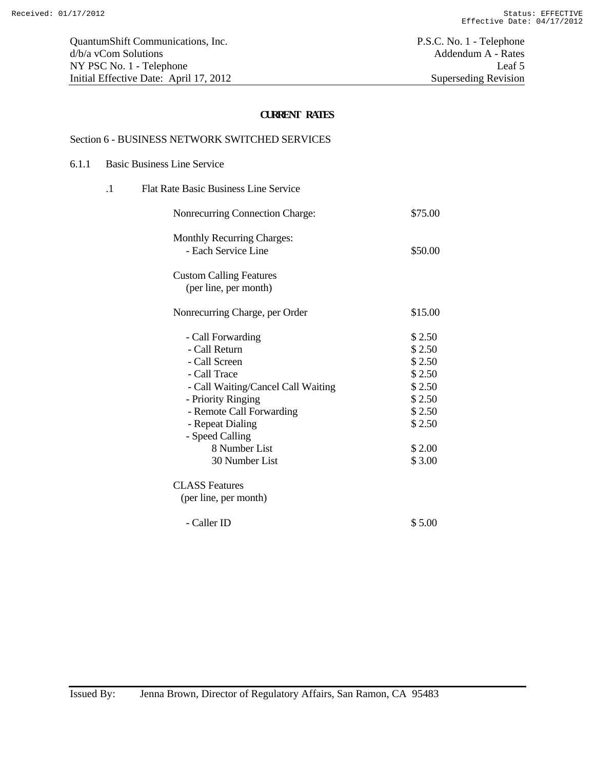## CURRENT RATES

Section 6 - BUSINESS NETWORK SWITCHED SERVICES

6.1.1 Basic Business Line Service

.1 Flat Rate Basic Business Line Service

| | |
|---|---|
| Nonrecurring Connection Charge: | $75.00 |
| Monthly Recurring Charges: | |
| - Each Service Line | $50.00 |
| Custom Calling Features (per line, per month) | |
| Nonrecurring Charge, per Order | $15.00 |
| - Call Forwarding | $ 2.50 |
| - Call Return | $ 2.50 |
| - Call Screen | $ 2.50 |
| - Call Trace | $ 2.50 |
| - Call Waiting/Cancel Call Waiting | $ 2.50 |
| - Priority Ringing | $ 2.50 |
| - Remote Call Forwarding | $ 2.50 |
| - Repeat Dialing | $ 2.50 |
| - Speed Calling | |
| 8 Number List | $ 2.00 |
| 30 Number List | $ 3.00 |
| CLASS Features (per line, per month) | |
| - Caller ID | $ 5.00 |

Issued By: Jenna Brown, Director of Regulatory Affairs, San Ramon, CA 95483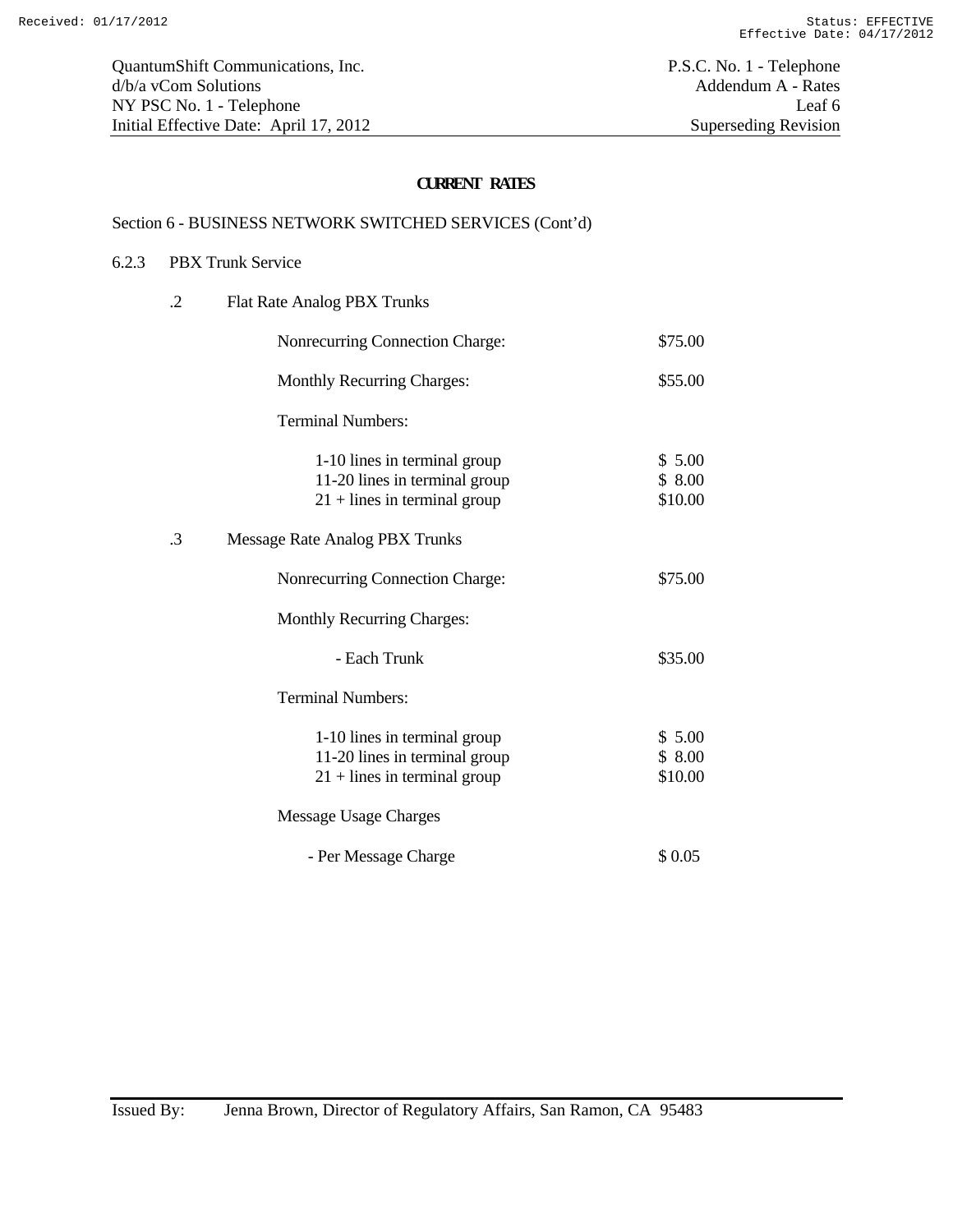## CURRENT RATES

Section 6 - BUSINESS NETWORK SWITCHED SERVICES (Cont'd)

6.2.3 PBX Trunk Service

.2 Flat Rate Analog PBX Trunks

| | |
|---|---|
| Nonrecurring Connection Charge: | $75.00 |
| Monthly Recurring Charges: | $55.00 |
| Terminal Numbers: | |
| 1-10 lines in terminal group | $ 5.00 |
| 11-20 lines in terminal group | $ 8.00 |
| 21 + lines in terminal group | $10.00 |

.3 Message Rate Analog PBX Trunks

| | |
|---|---|
| Nonrecurring Connection Charge: | $75.00 |
| Monthly Recurring Charges: | |
| - Each Trunk | $35.00 |
| Terminal Numbers: | |
| 1-10 lines in terminal group | $ 5.00 |
| 11-20 lines in terminal group | $ 8.00 |
| 21 + lines in terminal group | $10.00 |
| Message Usage Charges | |
| - Per Message Charge | $ 0.05 |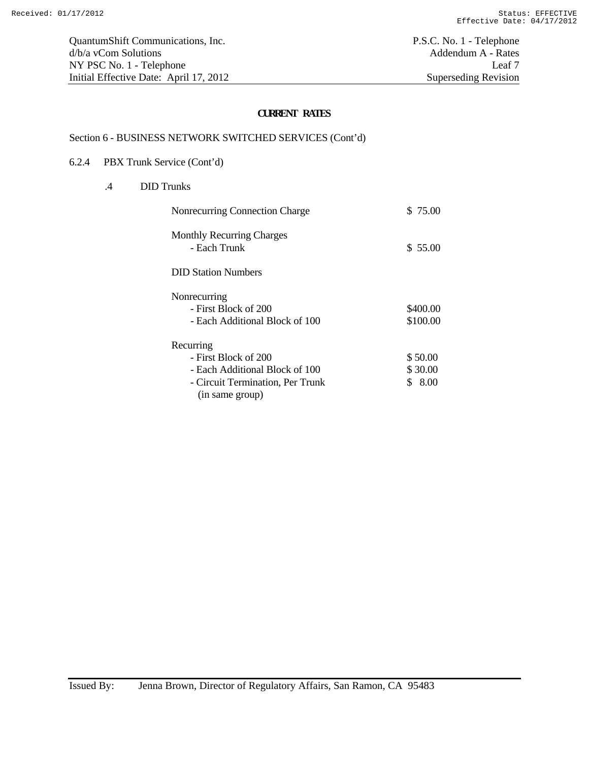QuantumShift Communications, Inc. | P.S.C. No. 1 - Telephone
d/b/a vCom Solutions | Addendum A - Rates
NY PSC No. 1 - Telephone | Leaf 7
Initial Effective Date: April 17, 2012 | Superseding Revision

## CURRENT RATES

Section 6 - BUSINESS NETWORK SWITCHED SERVICES (Cont'd)

6.2.4 PBX Trunk Service (Cont'd)

.4 DID Trunks

| | |
|---|---|
| Nonrecurring Connection Charge | $ 75.00 |
| Monthly Recurring Charges | |
| - Each Trunk | $ 55.00 |
| DID Station Numbers | |
| Nonrecurring | |
| - First Block of 200 | $400.00 |
| - Each Additional Block of 100 | $100.00 |
| Recurring | |
| - First Block of 200 | $ 50.00 |
| - Each Additional Block of 100 | $ 30.00 |
| - Circuit Termination, Per Trunk (in same group) | $ 8.00 |

Issued By: Jenna Brown, Director of Regulatory Affairs, San Ramon, CA 95483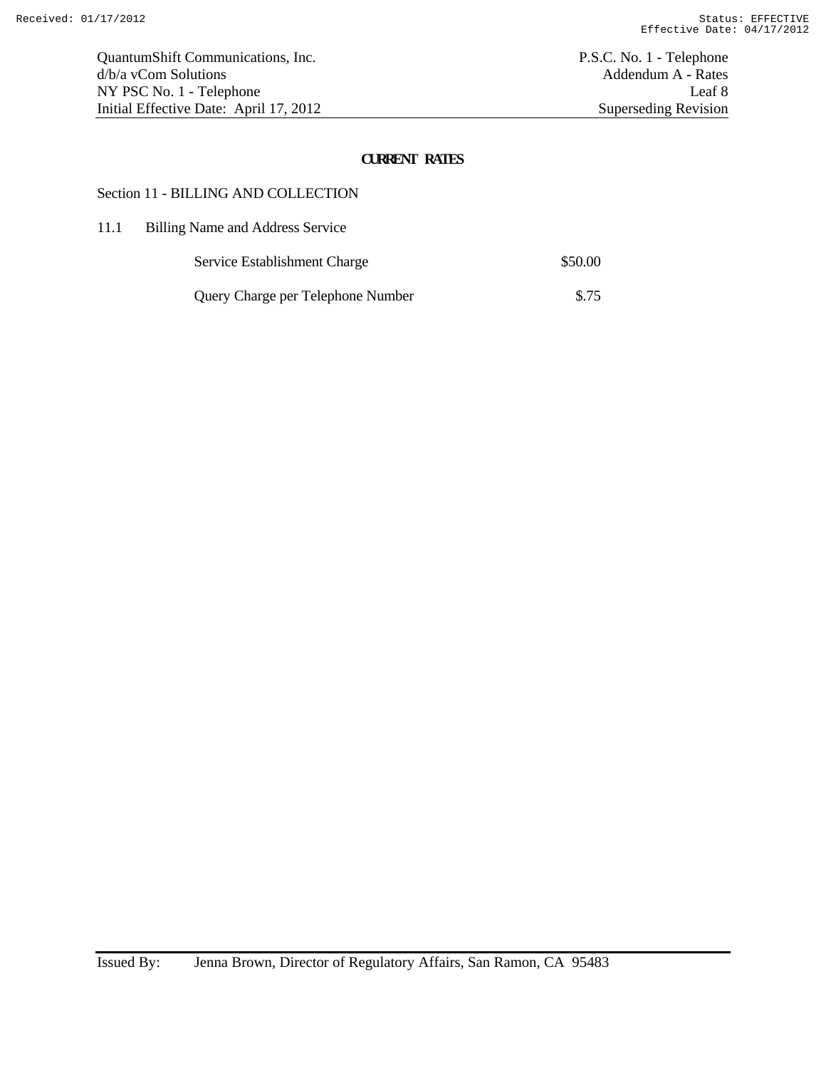## CURRENT RATES

Section 11 - BILLING AND COLLECTION

11.1 Billing Name and Address Service

| | |
|---|---|
| Service Establishment Charge | $50.00 |
| Query Charge per Telephone Number | $.75 |